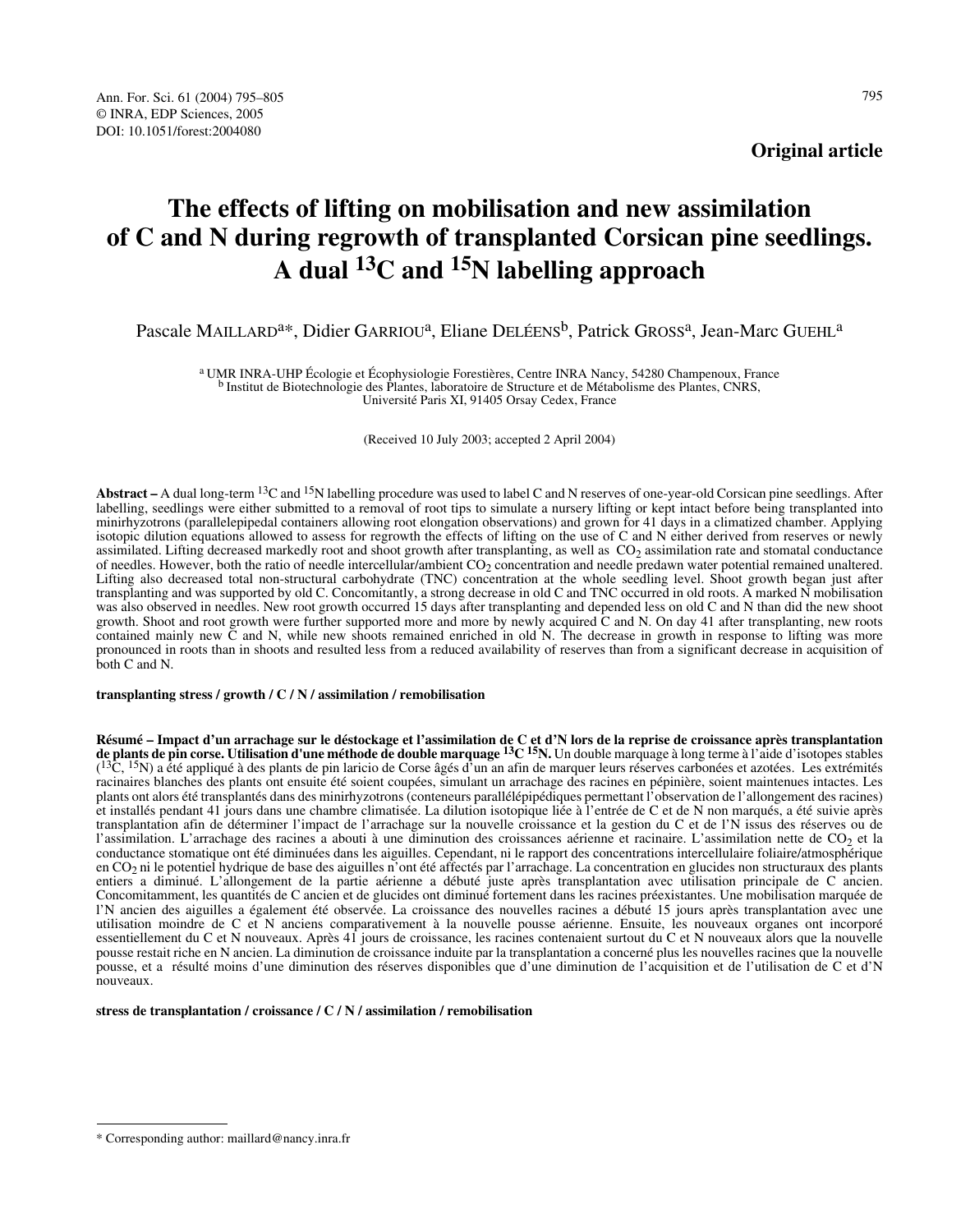**Original article**

# The effects of lifting on mobilisation and new assimilation of C and N during regrowth of transplanted Corsican pine seedlings. A dual $^{13}C$ and $^{15}N$ labelling approach

Pascale MAILLARD[a]*, Didier GARRIOU[a], Eliane DELÉENS[b], Patrick GROSS[a], Jean-Marc GUEHL[a]

[a] UMR INRA-UHP Écologie et Écophysiologie Forestières, Centre INRA Nancy, 54280 Champenoux, France
[b] Institut de Biotechnologie des Plantes, laboratoire de Structure et de Métabolisme des Plantes, CNRS, Université Paris XI, 91405 Orsay Cedex, France

(Received 10 July 2003; accepted 2 April 2004)

**Abstract –** A dual long-term $^{13}C$ and $^{15}N$ labelling procedure was used to label C and N reserves of one-year-old Corsican pine seedlings. After labelling, seedlings were either submitted to a removal of root tips to simulate a nursery lifting or kept intact before being transplanted into minirhyzotrons (parallelepipedal containers allowing root elongation observations) and grown for 41 days in a climatized chamber. Applying isotopic dilution equations allowed to assess for regrowth the effects of lifting on the use of C and N either derived from reserves or newly assimilated. Lifting decreased markedly root and shoot growth after transplanting, as well as $CO_2$ assimilation rate and stomatal conductance of needles. However, both the ratio of needle intercellular/ambient $CO_2$ concentration and needle predawn water potential remained unaltered. Lifting also decreased total non-structural carbohydrate (TNC) concentration at the whole seedling level. Shoot growth began just after transplanting and was supported by old C. Concomitantly, a strong decrease in old C and TNC occurred in old roots. A marked N mobilisation was also observed in needles. New root growth occurred 15 days after transplanting and depended less on old C and N than did the new shoot growth. Shoot and root growth were further supported more and more by newly acquired C and N. On day 41 after transplanting, new roots contained mainly new C and N, while new shoots remained enriched in old N. The decrease in growth in response to lifting was more pronounced in roots than in shoots and resulted less from a reduced availability of reserves than from a significant decrease in acquisition of both C and N.

**transplanting stress / growth / C / N / assimilation / remobilisation**

**Résumé – Impact d'un arrachage sur le déstockage et l'assimilation de C et d'N lors de la reprise de croissance après transplantation de plants de pin corse. Utilisation d'une méthode de double marquage $^{13}C$ $^{15}N$.** Un double marquage à long terme à l'aide d'isotopes stables ($^{13}C$, $^{15}N$) a été appliqué à des plants de pin laricio de Corse âgés d'un an afin de marquer leurs réserves carbonées et azotées. Les extrémités racinaires blanches des plants ont ensuite été soient coupées, simulant un arrachage des racines en pépinière, soient maintenues intactes. Les plants ont alors été transplantés dans des minirhyzotrons (conteneurs parallélépipédiques permettant l'observation de l'allongement des racines) et installés pendant 41 jours dans une chambre climatisée. La dilution isotopique liée à l'entrée de C et de N non marqués, a été suivie après transplantation afin de déterminer l'impact de l'arrachage sur la nouvelle croissance et la gestion du C et de l'N issus des réserves ou de l'assimilation. L'arrachage des racines a abouti à une diminution des croissances aérienne et racinaire. L'assimilation nette de $CO_2$ et la conductance stomatique ont été diminuées dans les aiguilles. Cependant, ni le rapport des concentrations intercellulaire foliaire/atmosphérique en $CO_2$ ni le potentiel hydrique de base des aiguilles n'ont été affectés par l'arrachage. La concentration en glucides non structuraux des plants entiers a diminué. L'allongement de la partie aérienne a débuté juste après transplantation avec utilisation principale de C ancien. Concomitamment, les quantités de C ancien et de glucides ont diminué fortement dans les racines préexistantes. Une mobilisation marquée de l'N ancien des aiguilles a également été observée. La croissance des nouvelles racines a débuté 15 jours après transplantation avec une utilisation moindre de C et N anciens comparativement à la nouvelle pousse aérienne. Ensuite, les nouveaux organes ont incorporé essentiellement du C et N nouveaux. Après 41 jours de croissance, les racines contenaient surtout du C et N nouveaux alors que la nouvelle pousse restait riche en N ancien. La diminution de croissance induite par la transplantation a concerné plus les nouvelles racines que la nouvelle pousse, et a résulté moins d'une diminution des réserves disponibles que d'une diminution de l'acquisition et de l'utilisation de C et d'N nouveaux.

**stress de transplantation / croissance / C / N / assimilation / remobilisation**

---

* Corresponding author: maillard@nancy.inra.fr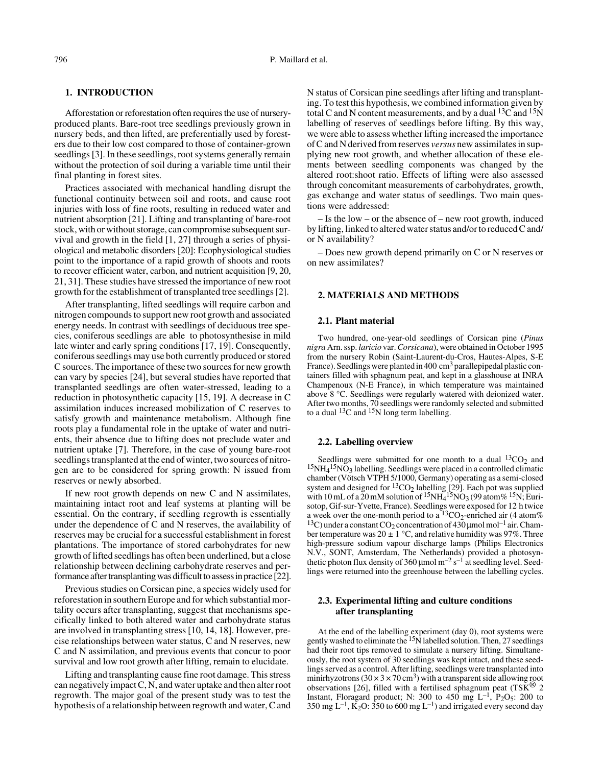## 1. INTRODUCTION

Afforestation or reforestation often requires the use of nursery-produced plants. Bare-root tree seedlings previously grown in nursery beds, and then lifted, are preferentially used by foresters due to their low cost compared to those of container-grown seedlings [3]. In these seedlings, root systems generally remain without the protection of soil during a variable time until their final planting in forest sites.

Practices associated with mechanical handling disrupt the functional continuity between soil and roots, and cause root injuries with loss of fine roots, resulting in reduced water and nutrient absorption [21]. Lifting and transplanting of bare-root stock, with or without storage, can compromise subsequent survival and growth in the field [1, 27] through a series of physiological and metabolic disorders [20]: Ecophysiological studies point to the importance of a rapid growth of shoots and roots to recover efficient water, carbon, and nutrient acquisition [9, 20, 21, 31]. These studies have stressed the importance of new root growth for the establishment of transplanted tree seedlings [2].

After transplanting, lifted seedlings will require carbon and nitrogen compounds to support new root growth and associated energy needs. In contrast with seedlings of deciduous tree species, coniferous seedlings are able to photosynthesise in mild late winter and early spring conditions [17, 19]. Consequently, coniferous seedlings may use both currently produced or stored C sources. The importance of these two sources for new growth can vary by species [24], but several studies have reported that transplanted seedlings are often water-stressed, leading to a reduction in photosynthetic capacity [15, 19]. A decrease in C assimilation induces increased mobilization of C reserves to satisfy growth and maintenance metabolism. Although fine roots play a fundamental role in the uptake of water and nutrients, their absence due to lifting does not preclude water and nutrient uptake [7]. Therefore, in the case of young bare-root seedlings transplanted at the end of winter, two sources of nitrogen are to be considered for spring growth: N issued from reserves or newly absorbed.

If new root growth depends on new C and N assimilates, maintaining intact root and leaf systems at planting will be essential. On the contrary, if seedling regrowth is essentially under the dependence of C and N reserves, the availability of reserves may be crucial for a successful establishment in forest plantations. The importance of stored carbohydrates for new growth of lifted seedlings has often been underlined, but a close relationship between declining carbohydrate reserves and performance after transplanting was difficult to assess in practice [22].

Previous studies on Corsican pine, a species widely used for reforestation in southern Europe and for which substantial mortality occurs after transplanting, suggest that mechanisms specifically linked to both altered water and carbohydrate status are involved in transplanting stress [10, 14, 18]. However, precise relationships between water status, C and N reserves, new C and N assimilation, and previous events that concur to poor survival and low root growth after lifting, remain to elucidate.

Lifting and transplanting cause fine root damage. This stress can negatively impact C, N, and water uptake and then alter root regrowth. The major goal of the present study was to test the hypothesis of a relationship between regrowth and water, C and N status of Corsican pine seedlings after lifting and transplanting. To test this hypothesis, we combined information given by total C and N content measurements, and by a dual $^{13}C$ and $^{15}N$ labelling of reserves of seedlings before lifting. By this way, we were able to assess whether lifting increased the importance of C and N derived from reserves *versus* new assimilates in supplying new root growth, and whether allocation of these elements between seedling components was changed by the altered root:shoot ratio. Effects of lifting were also assessed through concomitant measurements of carbohydrates, growth, gas exchange and water status of seedlings. Two main questions were addressed:

– Is the low – or the absence of – new root growth, induced by lifting, linked to altered water status and/or to reduced C and/or N availability?

– Does new growth depend primarily on C or N reserves or on new assimilates?

## 2. MATERIALS AND METHODS

### 2.1. Plant material

Two hundred, one-year-old seedlings of Corsican pine (*Pinus nigra* Arn. ssp. *laricio* var. *Corsicana*), were obtained in October 1995 from the nursery Robin (Saint-Laurent-du-Cros, Hautes-Alpes, S-E France). Seedlings were planted in 400 $cm^3$ parallepipedal plastic containers filled with sphagnum peat, and kept in a glasshouse at INRA Champenoux (N-E France), in which temperature was maintained above 8 °C. Seedlings were regularly watered with deionized water. After two months, 70 seedlings were randomly selected and submitted to a dual $^{13}C$ and $^{15}N$ long term labelling.

### 2.2. Labelling overview

Seedlings were submitted for one month to a dual $^{13}CO_2$ and $^{15}NH_4{}^{15}NO_3$ labelling. Seedlings were placed in a controlled climatic chamber (Vötsch VTPH 5/1000, Germany) operating as a semi-closed system and designed for $^{13}CO_2$ labelling [29]. Each pot was supplied with 10 mL of a 20 mM solution of $^{15}NH_4{}^{15}NO_3$ (99 atom% $^{15}N$; Eurisotop, Gif-sur-Yvette, France). Seedlings were exposed for 12 h twice a week over the one-month period to a $^{13}CO_2$-enriched air (4 atom% $^{13}C$) under a constant $CO_2$ concentration of 430 µmol mol$^{-1}$ air. Chamber temperature was 20 ± 1 °C, and relative humidity was 97%. Three high-pressure sodium vapour discharge lamps (Philips Electronics N.V., SONT, Amsterdam, The Netherlands) provided a photosynthetic photon flux density of 360 µmol m$^{-2}$ s$^{-1}$ at seedling level. Seedlings were returned into the greenhouse between the labelling cycles.

### 2.3. Experimental lifting and culture conditions after transplanting

At the end of the labelling experiment (day 0), root systems were gently washed to eliminate the $^{15}N$ labelled solution. Then, 27 seedlings had their root tips removed to simulate a nursery lifting. Simultaneously, the root system of 30 seedlings was kept intact, and these seedlings served as a control. After lifting, seedlings were transplanted into minirhyzotrons (30 × 3 × 70 $cm^3$) with a transparent side allowing root observations [26], filled with a fertilised sphagnum peat (TSK® 2 Instant, Floragard product; N: 300 to 450 mg L$^{-1}$, $P_2O_5$: 200 to 350 mg L$^{-1}$, $K_2O$: 350 to 600 mg L$^{-1}$) and irrigated every second day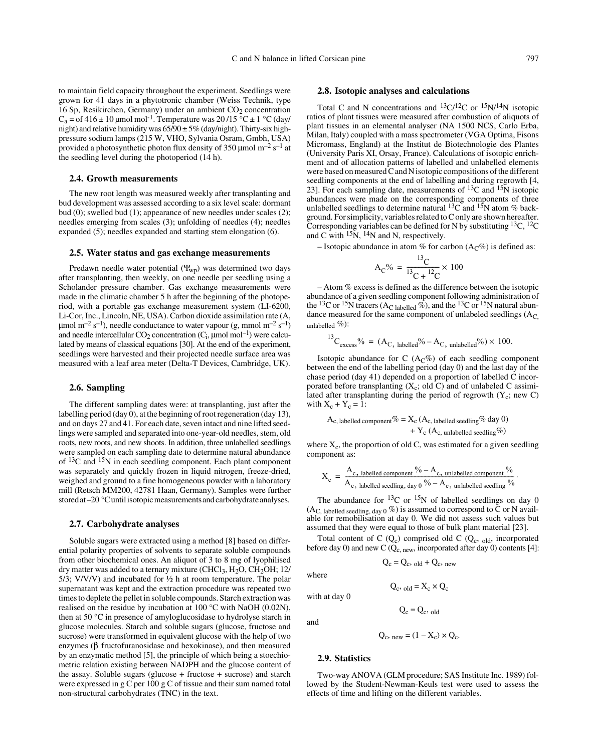to maintain field capacity throughout the experiment. Seedlings were grown for 41 days in a phytotronic chamber (Weiss Technik, type 16 Sp, Resikirchen, Germany) under an ambient $CO_2$ concentration $C_a$ = of 416 ± 10 µmol mol$^{-1}$. Temperature was 20 /15 °C ± 1 °C (day/night) and relative humidity was 65/90 ± 5% (day/night). Thirty-six high-pressure sodium lamps (215 W, VHO, Sylvania Osram, Gmbh, USA) provided a photosynthetic photon flux density of 350 µmol m$^{-2}$ s$^{-1}$ at the seedling level during the photoperiod (14 h).

### 2.4. Growth measurements

The new root length was measured weekly after transplanting and bud development was assessed according to a six level scale: dormant bud (0); swelled bud (1); appearance of new needles under scales (2); needles emerging from scales (3); unfolding of needles (4); needles expanded (5); needles expanded and starting stem elongation (6).

### 2.5. Water status and gas exchange measurements

Predawn needle water potential ($\Psi_{wp}$) was determined two days after transplanting, then weekly, on one needle per seedling using a Scholander pressure chamber. Gas exchange measurements were made in the climatic chamber 5 h after the beginning of the photoperiod, with a portable gas exchange measurement system (LI-6200, Li-Cor, Inc., Lincoln, NE, USA). Carbon dioxide assimilation rate (A, µmol m$^{-2}$ s$^{-1}$), needle conductance to water vapour (g, mmol m$^{-2}$ s$^{-1}$) and needle intercellular $CO_2$ concentration ($C_i$, µmol mol$^{-1}$) were calculated by means of classical equations [30]. At the end of the experiment, seedlings were harvested and their projected needle surface area was measured with a leaf area meter (Delta-T Devices, Cambridge, UK).

### 2.6. Sampling

The different sampling dates were: at transplanting, just after the labelling period (day 0), at the beginning of root regeneration (day 13), and on days 27 and 41. For each date, seven intact and nine lifted seedlings were sampled and separated into one-year-old needles, stem, old roots, new roots, and new shoots. In addition, three unlabelled seedlings were sampled on each sampling date to determine natural abundance of $^{13}C$ and $^{15}N$ in each seedling component. Each plant component was separately and quickly frozen in liquid nitrogen, freeze-dried, weighed and ground to a fine homogeneous powder with a laboratory mill (Retsch MM200, 42781 Haan, Germany). Samples were further stored at –20 °C until isotopic measurements and carbohydrate analyses.

### 2.7. Carbohydrate analyses

Soluble sugars were extracted using a method [8] based on differential polarity properties of solvents to separate soluble compounds from other biochemical ones. An aliquot of 3 to 8 mg of lyophilised dry matter was added to a ternary mixture ($CHCl_3$, $H_2O$, $CH_2OH$; 12/5/3; V/V/V) and incubated for ½ h at room temperature. The polar supernatant was kept and the extraction procedure was repeated two times to deplete the pellet in soluble compounds. Starch extraction was realised on the residue by incubation at 100 °C with NaOH (0.02N), then at 50 °C in presence of amyloglucosidase to hydrolyse starch in glucose molecules. Starch and soluble sugars (glucose, fructose and sucrose) were transformed in equivalent glucose with the help of two enzymes (β fructofuranosidase and hexokinase), and then measured by an enzymatic method [5], the principle of which being a stoechiometric relation existing between NADPH and the glucose content of the assay. Soluble sugars (glucose + fructose + sucrose) and starch were expressed in g C per 100 g C of tissue and their sum named total non-structural carbohydrates (TNC) in the text.

### 2.8. Isotopic analyses and calculations

Total C and N concentrations and $^{13}C/^{12}C$ or $^{15}N/^{14}N$ isotopic ratios of plant tissues were measured after combustion of aliquots of plant tissues in an elemental analyser (NA 1500 NCS, Carlo Erba, Milan, Italy) coupled with a mass spectrometer (VGA Optima, Fisons Micromass, England) at the Institut de Biotechnologie des Plantes (University Paris XI, Orsay, France). Calculations of isotopic enrichment and of allocation patterns of labelled and unlabelled elements were based on measured C and N isotopic compositions of the different seedling components at the end of labelling and during regrowth [4, 23]. For each sampling date, measurements of $^{13}C$ and $^{15}N$ isotopic abundances were made on the corresponding components of three unlabelled seedlings to determine natural $^{13}C$ and $^{15}N$ atom % background. For simplicity, variables related to C only are shown hereafter. Corresponding variables can be defined for N by substituting $^{13}C$, $^{12}C$ and C with $^{15}N$, $^{14}N$ and N, respectively.

– Isotopic abundance in atom % for carbon ($A_C$%) is defined as:

$$A_C\% = \frac{^{13}C}{^{13}C + ^{12}C} \times 100$$

– Atom % excess is defined as the difference between the isotopic abundance of a given seedling component following administration of the $^{13}C$ or $^{15}N$ tracers ($A_{C\ labelled}$ %), and the $^{13}C$ or $^{15}N$ natural abundance measured for the same component of unlabeled seedlings ($A_{C,\ unlabelled}$ %):

$$^{13}C_{excess}\% = (A_{C,\ labelled}\% - A_{C,\ unlabelled}\%) \times 100.$$

Isotopic abundance for C ($A_C$%) of each seedling component between the end of the labelling period (day 0) and the last day of the chase period (day 41) depended on a proportion of labelled C incorporated before transplanting ($X_c$; old C) and of unlabeled C assimilated after transplanting during the period of regrowth ($Y_c$; new C) with $X_c + Y_c = 1$:

$$A_{c,\ labelled\ component}\% = X_c\ (A_{c,\ labelled\ seedling}\%\ \text{day}\ 0) + Y_c\ (A_{c,\ unlabelled\ seedling}\%)$$

where $X_c$, the proportion of old C, was estimated for a given seedling component as:

$$X_c = \frac{A_{c,\ labelled\ component}\% - A_{c,\ unlabelled\ component}\%}{A_{c,\ labelled\ seedling,\ day\ 0}\% - A_{c,\ unlabelled\ seedling}\%}.$$

The abundance for $^{13}C$ or $^{15}N$ of labelled seedlings on day 0 ($A_{C,\ labelled\ seedling,\ day\ 0}$ %) is assumed to correspond to C or N available for remobilisation at day 0. We did not assess such values but assumed that they were equal to those of bulk plant material [23].

Total content of C ($Q_c$) comprised old C ($Q_{c,\ old}$, incorporated before day 0) and new C ($Q_{c,\ new}$, incorporated after day 0) contents [4]:

$$Q_c = Q_{c,\ old} + Q_{c,\ new}$$

where

$$Q_{c,\ old} = X_c \times Q_c$$

with at day 0

$$Q_c = Q_{c,\ old}$$

and

$$Q_{c,\ new} = (1 - X_c) \times Q_c.$$

### 2.9. Statistics

Two-way ANOVA (GLM procedure; SAS Institute Inc. 1989) followed by the Student-Newman-Keuls test were used to assess the effects of time and lifting on the different variables.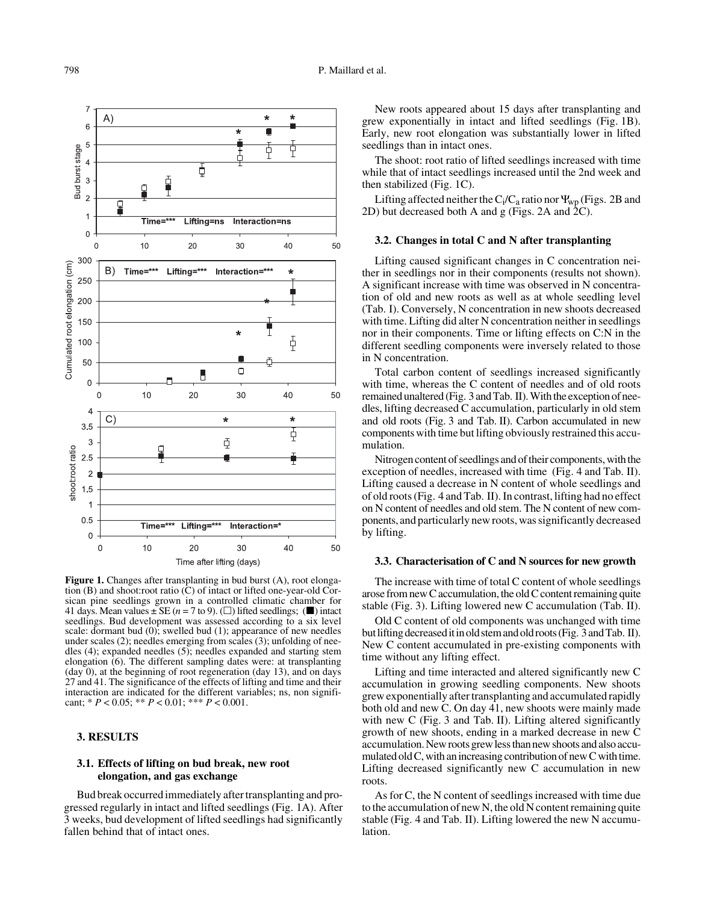**Figure 1.** Changes after transplanting in bud burst (A), root elongation (B) and shoot:root ratio (C) of intact or lifted one-year-old Corsican pine seedlings grown in a controlled climatic chamber for 41 days. Mean values ± SE ($n$ = 7 to 9). (□) lifted seedlings; (■) intact seedlings. Bud development was assessed according to a six level scale: dormant bud (0); swelled bud (1); appearance of new needles under scales (2); needles emerging from scales (3); unfolding of needles (4); expanded needles (5); needles expanded and starting stem elongation (6). The different sampling dates were: at transplanting (day 0), at the beginning of root regeneration (day 13), and on days 27 and 41. The significance of the effects of lifting and time and their interaction are indicated for the different variables; ns, non significant; * $P < 0.05$; ** $P < 0.01$; *** $P < 0.001$.

## 3. RESULTS

### 3.1. Effects of lifting on bud break, new root elongation, and gas exchange

Bud break occurred immediately after transplanting and progressed regularly in intact and lifted seedlings (Fig. 1A). After 3 weeks, bud development of lifted seedlings had significantly fallen behind that of intact ones.

New roots appeared about 15 days after transplanting and grew exponentially in intact and lifted seedlings (Fig. 1B). Early, new root elongation was substantially lower in lifted seedlings than in intact ones.

The shoot: root ratio of lifted seedlings increased with time while that of intact seedlings increased until the 2nd week and then stabilized (Fig. 1C).

Lifting affected neither the $C_i/C_a$ ratio nor $\Psi_{wp}$ (Figs. 2B and 2D) but decreased both A and g (Figs. 2A and 2C).

### 3.2. Changes in total C and N after transplanting

Lifting caused significant changes in C concentration neither in seedlings nor in their components (results not shown). A significant increase with time was observed in N concentration of old and new roots as well as at whole seedling level (Tab. I). Conversely, N concentration in new shoots decreased with time. Lifting did alter N concentration neither in seedlings nor in their components. Time or lifting effects on C:N in the different seedling components were inversely related to those in N concentration.

Total carbon content of seedlings increased significantly with time, whereas the C content of needles and of old roots remained unaltered (Fig. 3 and Tab. II). With the exception of needles, lifting decreased C accumulation, particularly in old stem and old roots (Fig. 3 and Tab. II). Carbon accumulated in new components with time but lifting obviously restrained this accumulation.

Nitrogen content of seedlings and of their components, with the exception of needles, increased with time (Fig. 4 and Tab. II). Lifting caused a decrease in N content of whole seedlings and of old roots (Fig. 4 and Tab. II). In contrast, lifting had no effect on N content of needles and old stem. The N content of new components, and particularly new roots, was significantly decreased by lifting.

### 3.3. Characterisation of C and N sources for new growth

The increase with time of total C content of whole seedlings arose from new C accumulation, the old C content remaining quite stable (Fig. 3). Lifting lowered new C accumulation (Tab. II).

Old C content of old components was unchanged with time but lifting decreased it in old stem and old roots (Fig. 3 and Tab. II). New C content accumulated in pre-existing components with time without any lifting effect.

Lifting and time interacted and altered significantly new C accumulation in growing seedling components. New shoots grew exponentially after transplanting and accumulated rapidly both old and new C. On day 41, new shoots were mainly made with new C (Fig. 3 and Tab. II). Lifting altered significantly growth of new shoots, ending in a marked decrease in new C accumulation. New roots grew less than new shoots and also accumulated old C, with an increasing contribution of new C with time. Lifting decreased significantly new C accumulation in new roots.

As for C, the N content of seedlings increased with time due to the accumulation of new N, the old N content remaining quite stable (Fig. 4 and Tab. II). Lifting lowered the new N accumulation.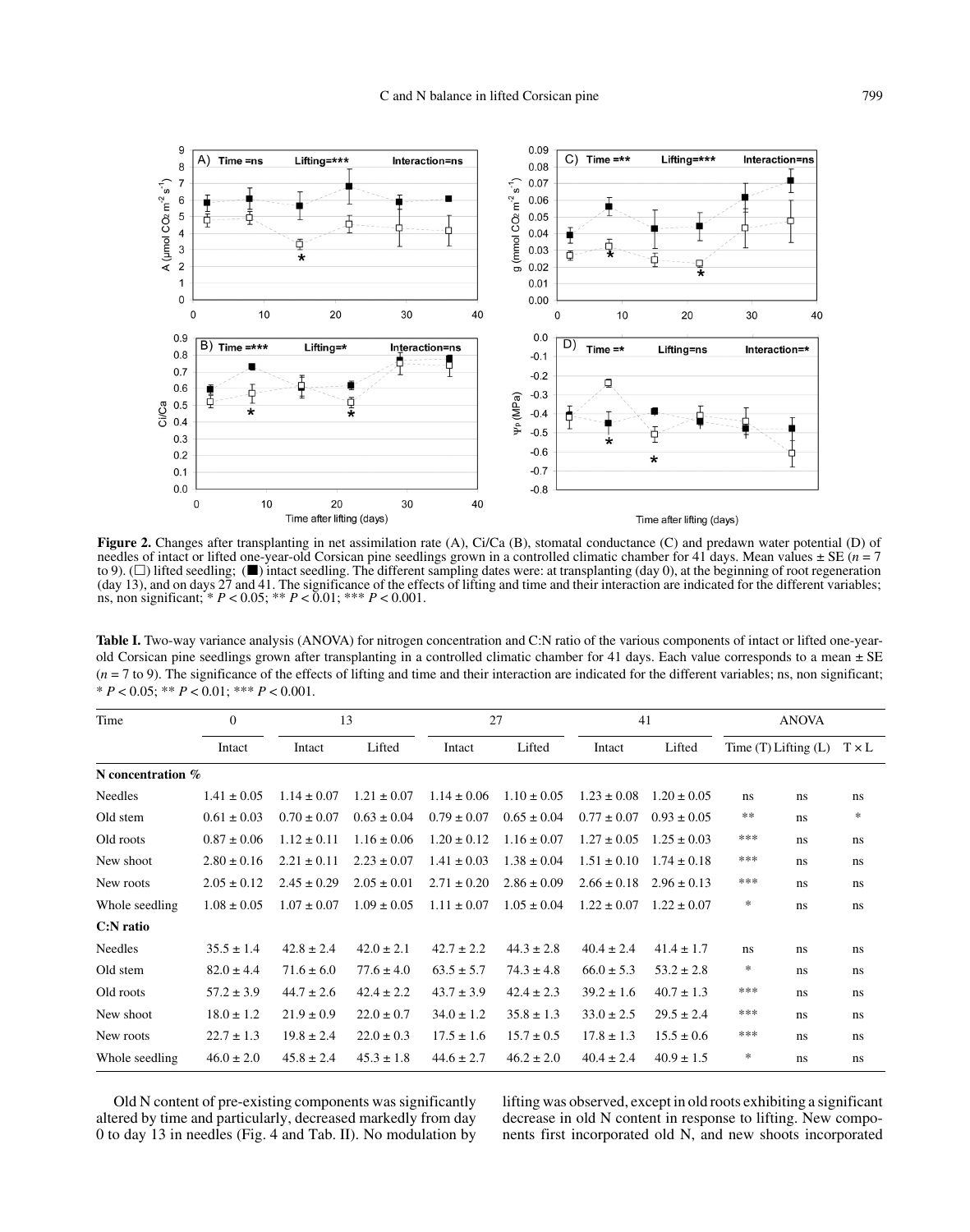**Figure 2.** Changes after transplanting in net assimilation rate (A), Ci/Ca (B), stomatal conductance (C) and predawn water potential (D) of needles of intact or lifted one-year-old Corsican pine seedlings grown in a controlled climatic chamber for 41 days. Mean values ± SE ($n$ = 7 to 9). (□) lifted seedling; (■) intact seedling. The different sampling dates were: at transplanting (day 0), at the beginning of root regeneration (day 13), and on days 27 and 41. The significance of the effects of lifting and time and their interaction are indicated for the different variables; ns, non significant; * $P < 0.05$; ** $P < 0.01$; *** $P < 0.001$.

**Table I.** Two-way variance analysis (ANOVA) for nitrogen concentration and C:N ratio of the various components of intact or lifted one-year-old Corsican pine seedlings grown after transplanting in a controlled climatic chamber for 41 days. Each value corresponds to a mean ± SE ($n$ = 7 to 9). The significance of the effects of lifting and time and their interaction are indicated for the different variables; ns, non significant; * $P < 0.05$; ** $P < 0.01$; *** $P < 0.001$.

| Time | 0 | 13 | | 27 | | 41 | | ANOVA | | |
|---|---|---|---|---|---|---|---|---|---|---|
| | Intact | Intact | Lifted | Intact | Lifted | Intact | Lifted | Time (T) | Lifting (L) | T × L |
| **N concentration %** | | | | | | | | | | |
| Needles | 1.41 ± 0.05 | 1.14 ± 0.07 | 1.21 ± 0.07 | 1.14 ± 0.06 | 1.10 ± 0.05 | 1.23 ± 0.08 | 1.20 ± 0.05 | ns | ns | ns |
| Old stem | 0.61 ± 0.03 | 0.70 ± 0.07 | 0.63 ± 0.04 | 0.79 ± 0.07 | 0.65 ± 0.04 | 0.77 ± 0.07 | 0.93 ± 0.05 | ** | ns | * |
| Old roots | 0.87 ± 0.06 | 1.12 ± 0.11 | 1.16 ± 0.06 | 1.20 ± 0.12 | 1.16 ± 0.07 | 1.27 ± 0.05 | 1.25 ± 0.03 | *** | ns | ns |
| New shoot | 2.80 ± 0.16 | 2.21 ± 0.11 | 2.23 ± 0.07 | 1.41 ± 0.03 | 1.38 ± 0.04 | 1.51 ± 0.10 | 1.74 ± 0.18 | *** | ns | ns |
| New roots | 2.05 ± 0.12 | 2.45 ± 0.29 | 2.05 ± 0.01 | 2.71 ± 0.20 | 2.86 ± 0.09 | 2.66 ± 0.18 | 2.96 ± 0.13 | *** | ns | ns |
| Whole seedling | 1.08 ± 0.05 | 1.07 ± 0.07 | 1.09 ± 0.05 | 1.11 ± 0.07 | 1.05 ± 0.04 | 1.22 ± 0.07 | 1.22 ± 0.07 | * | ns | ns |
| **C:N ratio** | | | | | | | | | | |
| Needles | 35.5 ± 1.4 | 42.8 ± 2.4 | 42.0 ± 2.1 | 42.7 ± 2.2 | 44.3 ± 2.8 | 40.4 ± 2.4 | 41.4 ± 1.7 | ns | ns | ns |
| Old stem | 82.0 ± 4.4 | 71.6 ± 6.0 | 77.6 ± 4.0 | 63.5 ± 5.7 | 74.3 ± 4.8 | 66.0 ± 5.3 | 53.2 ± 2.8 | * | ns | ns |
| Old roots | 57.2 ± 3.9 | 44.7 ± 2.6 | 42.4 ± 2.2 | 43.7 ± 3.9 | 42.4 ± 2.3 | 39.2 ± 1.6 | 40.7 ± 1.3 | *** | ns | ns |
| New shoot | 18.0 ± 1.2 | 21.9 ± 0.9 | 22.0 ± 0.7 | 34.0 ± 1.2 | 35.8 ± 1.3 | 33.0 ± 2.5 | 29.5 ± 2.4 | *** | ns | ns |
| New roots | 22.7 ± 1.3 | 19.8 ± 2.4 | 22.0 ± 0.3 | 17.5 ± 1.6 | 15.7 ± 0.5 | 17.8 ± 1.3 | 15.5 ± 0.6 | *** | ns | ns |
| Whole seedling | 46.0 ± 2.0 | 45.8 ± 2.4 | 45.3 ± 1.8 | 44.6 ± 2.7 | 46.2 ± 2.0 | 40.4 ± 2.4 | 40.9 ± 1.5 | * | ns | ns |

Old N content of pre-existing components was significantly altered by time and particularly, decreased markedly from day 0 to day 13 in needles (Fig. 4 and Tab. II). No modulation by lifting was observed, except in old roots exhibiting a significant decrease in old N content in response to lifting. New components first incorporated old N, and new shoots incorporated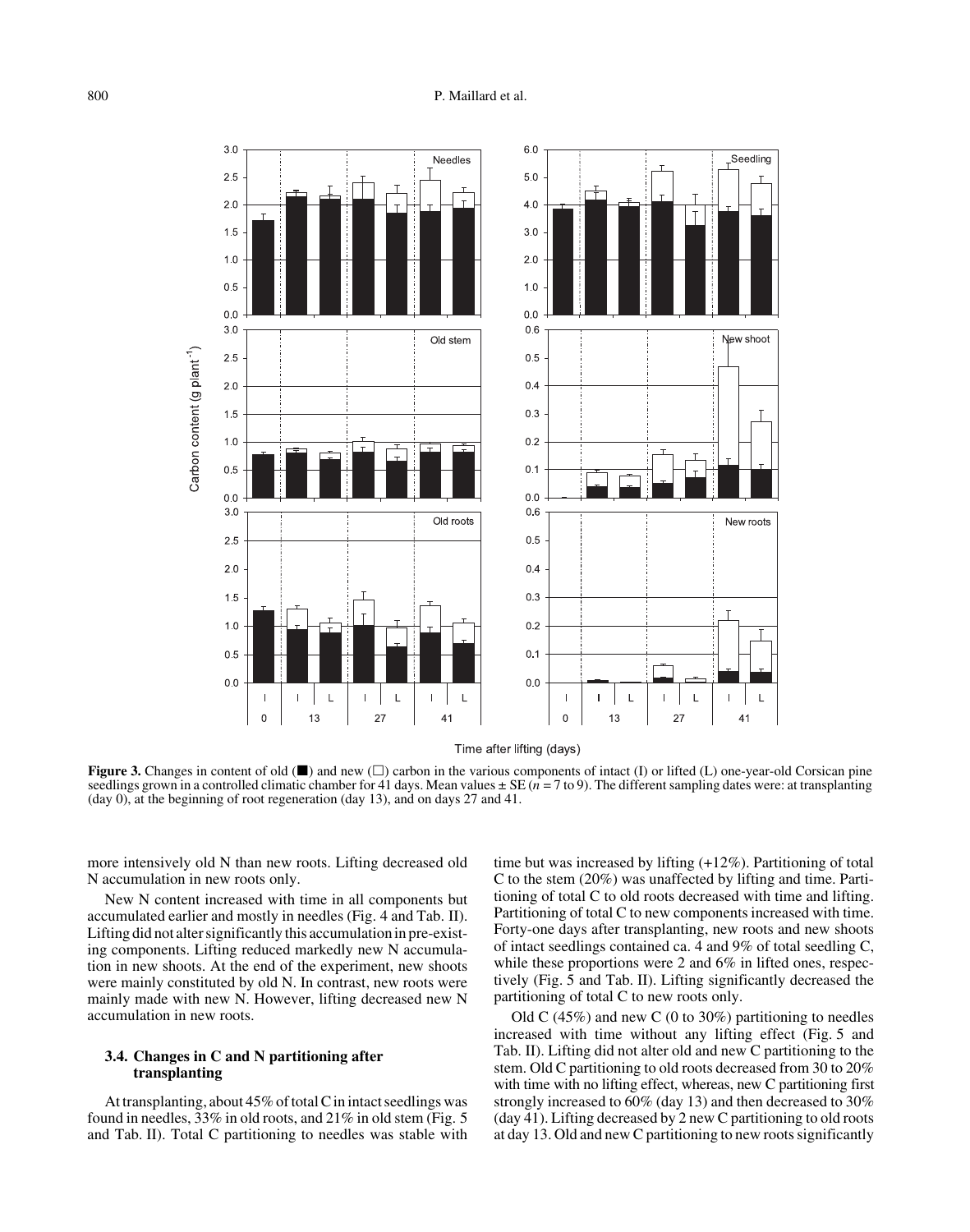**Figure 3.** Changes in content of old (■) and new (□) carbon in the various components of intact (I) or lifted (L) one-year-old Corsican pine seedlings grown in a controlled climatic chamber for 41 days. Mean values ± SE ($n$ = 7 to 9). The different sampling dates were: at transplanting (day 0), at the beginning of root regeneration (day 13), and on days 27 and 41.

more intensively old N than new roots. Lifting decreased old N accumulation in new roots only.

New N content increased with time in all components but accumulated earlier and mostly in needles (Fig. 4 and Tab. II). Lifting did not alter significantly this accumulation in pre-existing components. Lifting reduced markedly new N accumulation in new shoots. At the end of the experiment, new shoots were mainly constituted by old N. In contrast, new roots were mainly made with new N. However, lifting decreased new N accumulation in new roots.

### 3.4. Changes in C and N partitioning after transplanting

At transplanting, about 45% of total C in intact seedlings was found in needles, 33% in old roots, and 21% in old stem (Fig. 5 and Tab. II). Total C partitioning to needles was stable with time but was increased by lifting (+12%). Partitioning of total C to the stem (20%) was unaffected by lifting and time. Partitioning of total C to old roots decreased with time and lifting. Partitioning of total C to new components increased with time. Forty-one days after transplanting, new roots and new shoots of intact seedlings contained ca. 4 and 9% of total seedling C, while these proportions were 2 and 6% in lifted ones, respectively (Fig. 5 and Tab. II). Lifting significantly decreased the partitioning of total C to new roots only.

Old C (45%) and new C (0 to 30%) partitioning to needles increased with time without any lifting effect (Fig. 5 and Tab. II). Lifting did not alter old and new C partitioning to the stem. Old C partitioning to old roots decreased from 30 to 20% with time with no lifting effect, whereas, new C partitioning first strongly increased to 60% (day 13) and then decreased to 30% (day 41). Lifting decreased by 2 new C partitioning to old roots at day 13. Old and new C partitioning to new roots significantly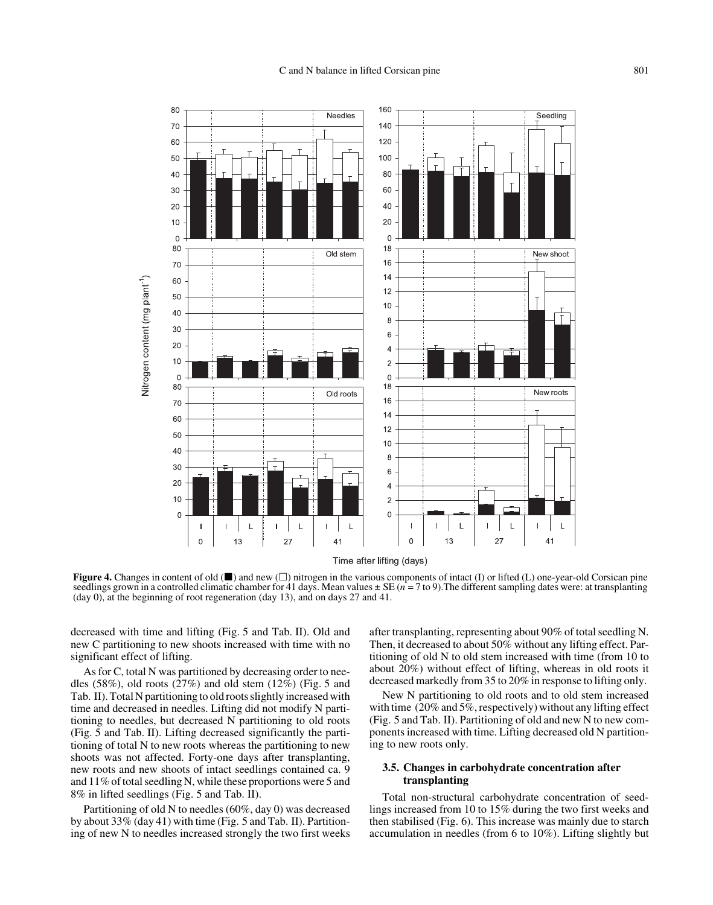**Figure 4.** Changes in content of old (■) and new (□) nitrogen in the various components of intact (I) or lifted (L) one-year-old Corsican pine seedlings grown in a controlled climatic chamber for 41 days. Mean values ± SE ($n$ = 7 to 9).The different sampling dates were: at transplanting (day 0), at the beginning of root regeneration (day 13), and on days 27 and 41.

decreased with time and lifting (Fig. 5 and Tab. II). Old and new C partitioning to new shoots increased with time with no significant effect of lifting.

As for C, total N was partitioned by decreasing order to needles (58%), old roots (27%) and old stem (12%) (Fig. 5 and Tab. II). Total N partitioning to old roots slightly increased with time and decreased in needles. Lifting did not modify N partitioning to needles, but decreased N partitioning to old roots (Fig. 5 and Tab. II). Lifting decreased significantly the partitioning of total N to new roots whereas the partitioning to new shoots was not affected. Forty-one days after transplanting, new roots and new shoots of intact seedlings contained ca. 9 and 11% of total seedling N, while these proportions were 5 and 8% in lifted seedlings (Fig. 5 and Tab. II).

Partitioning of old N to needles (60%, day 0) was decreased by about 33% (day 41) with time (Fig. 5 and Tab. II). Partitioning of new N to needles increased strongly the two first weeks after transplanting, representing about 90% of total seedling N. Then, it decreased to about 50% without any lifting effect. Partitioning of old N to old stem increased with time (from 10 to about 20%) without effect of lifting, whereas in old roots it decreased markedly from 35 to 20% in response to lifting only.

New N partitioning to old roots and to old stem increased with time (20% and 5%, respectively) without any lifting effect (Fig. 5 and Tab. II). Partitioning of old and new N to new components increased with time. Lifting decreased old N partitioning to new roots only.

### 3.5. Changes in carbohydrate concentration after transplanting

Total non-structural carbohydrate concentration of seedlings increased from 10 to 15% during the two first weeks and then stabilised (Fig. 6). This increase was mainly due to starch accumulation in needles (from 6 to 10%). Lifting slightly but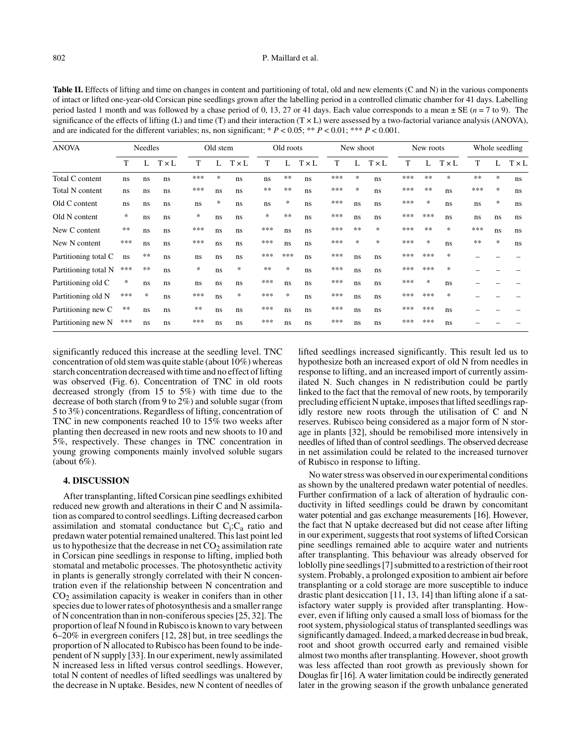**Table II.** Effects of lifting and time on changes in content and partitioning of total, old and new elements (C and N) in the various components of intact or lifted one-year-old Corsican pine seedlings grown after the labelling period in a controlled climatic chamber for 41 days. Labelling period lasted 1 month and was followed by a chase period of 0, 13, 27 or 41 days. Each value corresponds to a mean ± SE ($n$ = 7 to 9). The significance of the effects of lifting (L) and time (T) and their interaction (T × L) were assessed by a two-factorial variance analysis (ANOVA), and are indicated for the different variables; ns, non significant; * $P < 0.05$; ** $P < 0.01$; *** $P < 0.001$.

| ANOVA | Needles | | | Old stem | | | Old roots | | | New shoot | | | New roots | | | Whole seedling | | |
|---|---|---|---|---|---|---|---|---|---|---|---|---|---|---|---|---|---|---|
| | T | L | T × L | T | L | T × L | T | L | T × L | T | L | T × L | T | L | T × L | T | L | T × L |
| Total C content | ns | ns | ns | *** | * | ns | ns | ** | ns | *** | * | ns | *** | ** | * | ** | * | ns |
| Total N content | ns | ns | ns | *** | ns | ns | ** | ** | ns | *** | * | ns | *** | ** | ns | *** | * | ns |
| Old C content | ns | ns | ns | ns | * | ns | ns | * | ns | *** | ns | ns | *** | * | ns | ns | * | ns |
| Old N content | * | ns | ns | * | ns | ns | * | ** | ns | *** | ns | ns | *** | *** | ns | ns | ns | ns |
| New C content | ** | ns | ns | *** | ns | ns | *** | ns | ns | *** | ** | * | *** | ** | * | *** | ns | ns |
| New N content | *** | ns | ns | *** | ns | ns | *** | ns | ns | *** | * | * | *** | * | ns | ** | * | ns |
| Partitioning total C | ns | ** | ns | ns | ns | ns | *** | *** | ns | *** | ns | ns | *** | *** | * | – | – | – |
| Partitioning total N | *** | ** | ns | * | ns | * | ** | * | ns | *** | ns | ns | *** | *** | * | – | – | – |
| Partitioning old C | * | ns | ns | ns | ns | ns | *** | ns | ns | *** | ns | ns | *** | * | ns | – | – | – |
| Partitioning old N | *** | * | ns | *** | ns | * | *** | * | ns | *** | ns | ns | *** | *** | * | – | – | – |
| Partitioning new C | ** | ns | ns | ** | ns | ns | *** | ns | ns | *** | ns | ns | *** | *** | ns | – | – | – |
| Partitioning new N | *** | ns | ns | *** | ns | ns | *** | ns | ns | *** | ns | ns | *** | *** | ns | – | – | – |

significantly reduced this increase at the seedling level. TNC concentration of old stem was quite stable (about 10%) whereas starch concentration decreased with time and no effect of lifting was observed (Fig. 6). Concentration of TNC in old roots decreased strongly (from 15 to 5%) with time due to the decrease of both starch (from 9 to 2%) and soluble sugar (from 5 to 3%) concentrations. Regardless of lifting, concentration of TNC in new components reached 10 to 15% two weeks after planting then decreased in new roots and new shoots to 10 and 5%, respectively. These changes in TNC concentration in young growing components mainly involved soluble sugars (about 6%).

## 4. DISCUSSION

After transplanting, lifted Corsican pine seedlings exhibited reduced new growth and alterations in their C and N assimilation as compared to control seedlings. Lifting decreased carbon assimilation and stomatal conductance but $C_i$:$C_a$ ratio and predawn water potential remained unaltered. This last point led us to hypothesize that the decrease in net $CO_2$ assimilation rate in Corsican pine seedlings in response to lifting, implied both stomatal and metabolic processes. The photosynthetic activity in plants is generally strongly correlated with their N concentration even if the relationship between N concentration and $CO_2$ assimilation capacity is weaker in conifers than in other species due to lower rates of photosynthesis and a smaller range of N concentration than in non-coniferous species [25, 32]. The proportion of leaf N found in Rubisco is known to vary between 6–20% in evergreen conifers [12, 28] but, in tree seedlings the proportion of N allocated to Rubisco has been found to be independent of N supply [33]. In our experiment, newly assimilated N increased less in lifted versus control seedlings. However, total N content of needles of lifted seedlings was unaltered by the decrease in N uptake. Besides, new N content of needles of lifted seedlings increased significantly. This result led us to hypothesize both an increased export of old N from needles in response to lifting, and an increased import of currently assimilated N. Such changes in N redistribution could be partly linked to the fact that the removal of new roots, by temporarily precluding efficient N uptake, imposes that lifted seedlings rapidly restore new roots through the utilisation of C and N reserves. Rubisco being considered as a major form of N storage in plants [32], should be remobilised more intensively in needles of lifted than of control seedlings. The observed decrease in net assimilation could be related to the increased turnover of Rubisco in response to lifting.

No water stress was observed in our experimental conditions as shown by the unaltered predawn water potential of needles. Further confirmation of a lack of alteration of hydraulic conductivity in lifted seedlings could be drawn by concomitant water potential and gas exchange measurements [16]. However, the fact that N uptake decreased but did not cease after lifting in our experiment, suggests that root systems of lifted Corsican pine seedlings remained able to acquire water and nutrients after transplanting. This behaviour was already observed for loblolly pine seedlings [7] submitted to a restriction of their root system. Probably, a prolonged exposition to ambient air before transplanting or a cold storage are more susceptible to induce drastic plant desiccation [11, 13, 14] than lifting alone if a satisfactory water supply is provided after transplanting. However, even if lifting only caused a small loss of biomass for the root system, physiological status of transplanted seedlings was significantly damaged. Indeed, a marked decrease in bud break, root and shoot growth occurred early and remained visible almost two months after transplanting. However, shoot growth was less affected than root growth as previously shown for Douglas fir [16]. A water limitation could be indirectly generated later in the growing season if the growth unbalance generated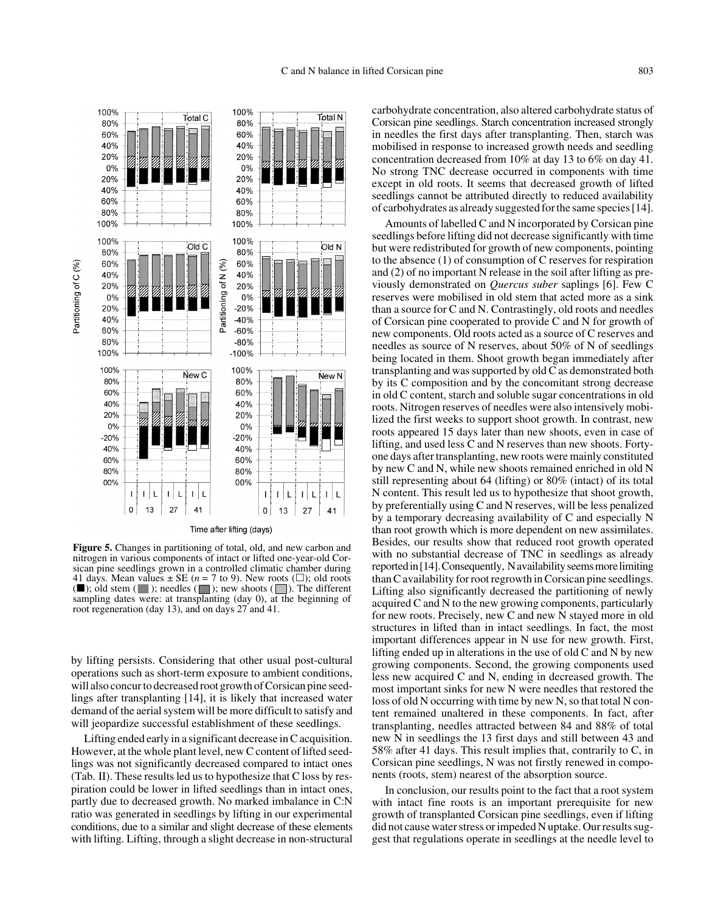**Figure 5.** Changes in partitioning of total, old, and new carbon and nitrogen in various components of intact or lifted one-year-old Corsican pine seedlings grown in a controlled climatic chamber during 41 days. Mean values ± SE ($n$ = 7 to 9). New roots (□); old roots (■); old stem (▒); needles (▩); new shoots (░). The different sampling dates were: at transplanting (day 0), at the beginning of root regeneration (day 13), and on days 27 and 41.

by lifting persists. Considering that other usual post-cultural operations such as short-term exposure to ambient conditions, will also concur to decreased root growth of Corsican pine seedlings after transplanting [14], it is likely that increased water demand of the aerial system will be more difficult to satisfy and will jeopardize successful establishment of these seedlings.

Lifting ended early in a significant decrease in C acquisition. However, at the whole plant level, new C content of lifted seedlings was not significantly decreased compared to intact ones (Tab. II). These results led us to hypothesize that C loss by respiration could be lower in lifted seedlings than in intact ones, partly due to decreased growth. No marked imbalance in C:N ratio was generated in seedlings by lifting in our experimental conditions, due to a similar and slight decrease of these elements with lifting. Lifting, through a slight decrease in non-structural carbohydrate concentration, also altered carbohydrate status of Corsican pine seedlings. Starch concentration increased strongly in needles the first days after transplanting. Then, starch was mobilised in response to increased growth needs and seedling concentration decreased from 10% at day 13 to 6% on day 41. No strong TNC decrease occurred in components with time except in old roots. It seems that decreased growth of lifted seedlings cannot be attributed directly to reduced availability of carbohydrates as already suggested for the same species [14].

Amounts of labelled C and N incorporated by Corsican pine seedlings before lifting did not decrease significantly with time but were redistributed for growth of new components, pointing to the absence (1) of consumption of C reserves for respiration and (2) of no important N release in the soil after lifting as previously demonstrated on *Quercus suber* saplings [6]. Few C reserves were mobilised in old stem that acted more as a sink than a source for C and N. Contrastingly, old roots and needles of Corsican pine cooperated to provide C and N for growth of new components. Old roots acted as a source of C reserves and needles as source of N reserves, about 50% of N of seedlings being located in them. Shoot growth began immediately after transplanting and was supported by old C as demonstrated both by its C composition and by the concomitant strong decrease in old C content, starch and soluble sugar concentrations in old roots. Nitrogen reserves of needles were also intensively mobilized the first weeks to support shoot growth. In contrast, new roots appeared 15 days later than new shoots, even in case of lifting, and used less C and N reserves than new shoots. Forty-one days after transplanting, new roots were mainly constituted by new C and N, while new shoots remained enriched in old N still representing about 64 (lifting) or 80% (intact) of its total N content. This result led us to hypothesize that shoot growth, by preferentially using C and N reserves, will be less penalized by a temporary decreasing availability of C and especially N than root growth which is more dependent on new assimilates. Besides, our results show that reduced root growth operated with no substantial decrease of TNC in seedlings as already reported in [14]. Consequently, N availability seems more limiting than C availability for root regrowth in Corsican pine seedlings. Lifting also significantly decreased the partitioning of newly acquired C and N to the new growing components, particularly for new roots. Precisely, new C and new N stayed more in old structures in lifted than in intact seedlings. In fact, the most important differences appear in N use for new growth. First, lifting ended up in alterations in the use of old C and N by new growing components. Second, the growing components used less new acquired C and N, ending in decreased growth. The most important sinks for new N were needles that restored the loss of old N occurring with time by new N, so that total N content remained unaltered in these components. In fact, after transplanting, needles attracted between 84 and 88% of total new N in seedlings the 13 first days and still between 43 and 58% after 41 days. This result implies that, contrarily to C, in Corsican pine seedlings, N was not firstly renewed in components (roots, stem) nearest of the absorption source.

In conclusion, our results point to the fact that a root system with intact fine roots is an important prerequisite for new growth of transplanted Corsican pine seedlings, even if lifting did not cause water stress or impeded N uptake. Our results suggest that regulations operate in seedlings at the needle level to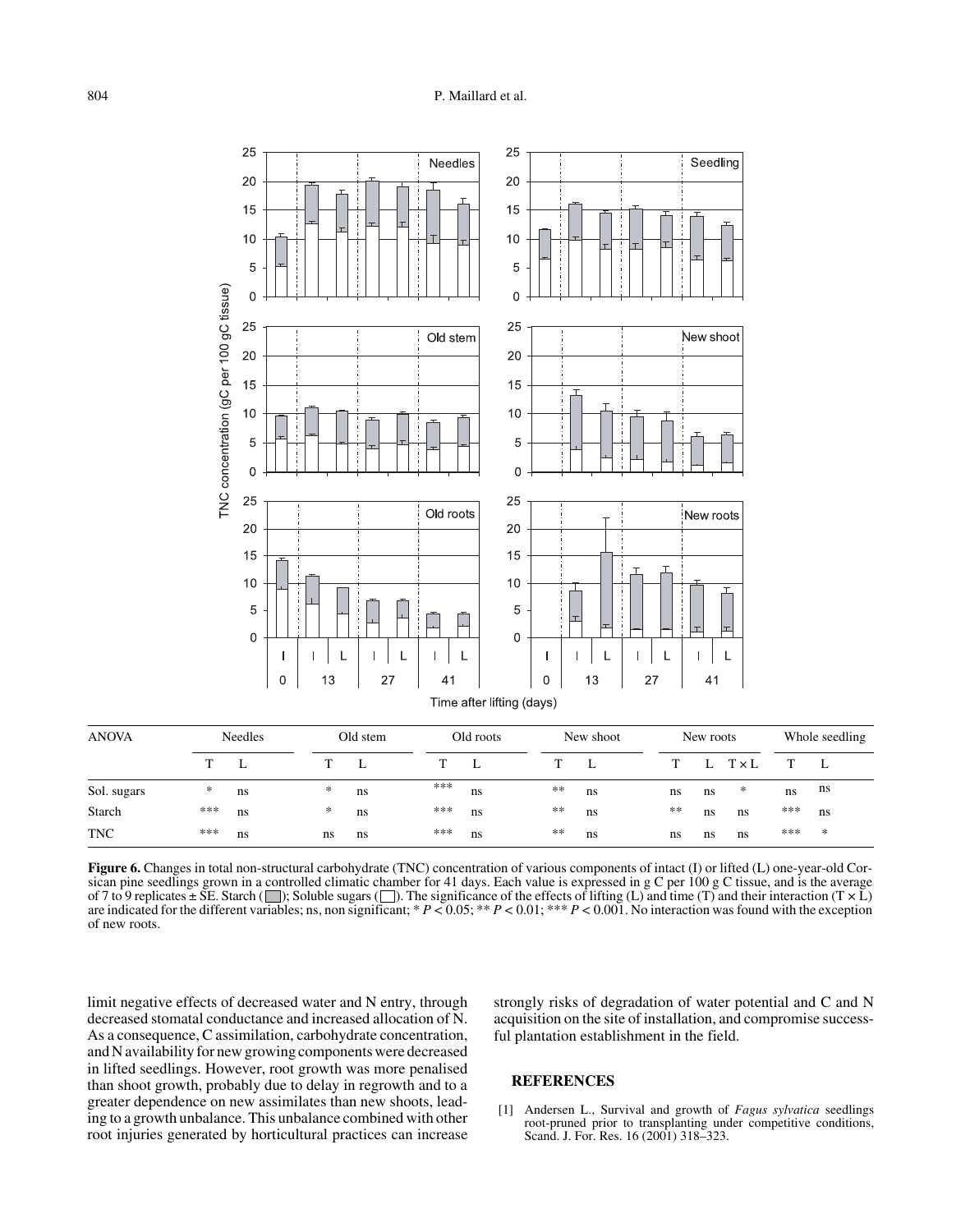| ANOVA | Needles | | Old stem | | Old roots | | New shoot | | New roots | | | Whole seedling | |
|---|---|---|---|---|---|---|---|---|---|---|---|---|---|
| | T | L | T | L | T | L | T | L | T | L | T × L | T | L |
| Sol. sugars | * | ns | * | ns | *** | ns | ** | ns | ns | ns | * | ns | ns |
| Starch | *** | ns | * | ns | *** | ns | ** | ns | ** | ns | ns | *** | ns |
| TNC | *** | ns | ns | ns | *** | ns | ** | ns | ns | ns | ns | *** | * |

**Figure 6.** Changes in total non-structural carbohydrate (TNC) concentration of various components of intact (I) or lifted (L) one-year-old Corsican pine seedlings grown in a controlled climatic chamber for 41 days. Each value is expressed in g C per 100 g C tissue, and is the average of 7 to 9 replicates ± SE. Starch (▒); Soluble sugars (☐). The significance of the effects of lifting (L) and time (T) and their interaction (T × L) are indicated for the different variables; ns, non significant; * $P < 0.05$; ** $P < 0.01$; *** $P < 0.001$. No interaction was found with the exception of new roots.

limit negative effects of decreased water and N entry, through decreased stomatal conductance and increased allocation of N. As a consequence, C assimilation, carbohydrate concentration, and N availability for new growing components were decreased in lifted seedlings. However, root growth was more penalised than shoot growth, probably due to delay in regrowth and to a greater dependence on new assimilates than new shoots, leading to a growth unbalance. This unbalance combined with other root injuries generated by horticultural practices can increase strongly risks of degradation of water potential and C and N acquisition on the site of installation, and compromise successful plantation establishment in the field.

## REFERENCES

[1] Andersen L., Survival and growth of *Fagus sylvatica* seedlings root-pruned prior to transplanting under competitive conditions, Scand. J. For. Res. 16 (2001) 318–323.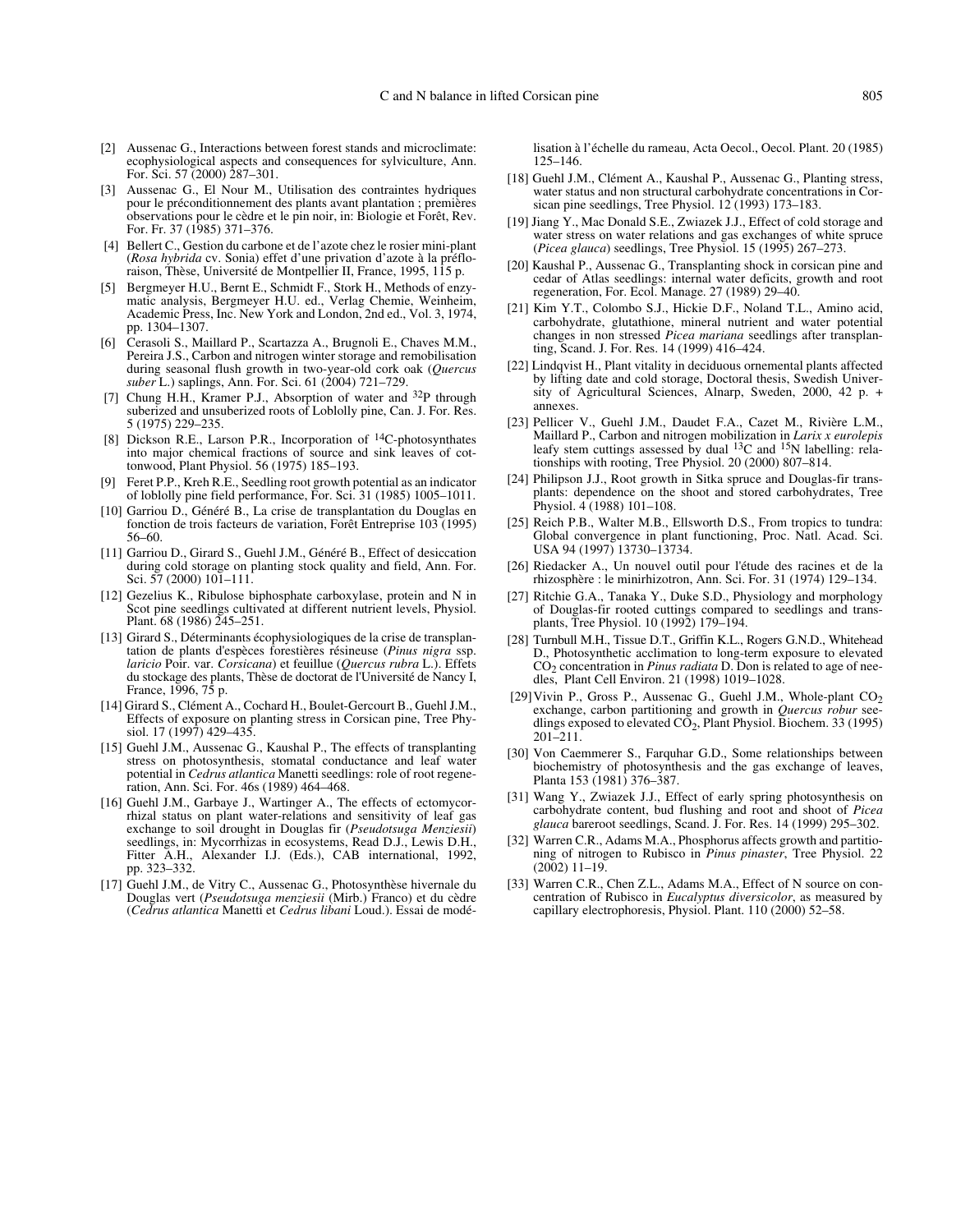[2] Aussenac G., Interactions between forest stands and microclimate: ecophysiological aspects and consequences for sylviculture, Ann. For. Sci. 57 (2000) 287–301.

[3] Aussenac G., El Nour M., Utilisation des contraintes hydriques pour le préconditionnement des plants avant plantation ; premières observations pour le cèdre et le pin noir, in: Biologie et Forêt, Rev. For. Fr. 37 (1985) 371–376.

[4] Bellert C., Gestion du carbone et de l'azote chez le rosier mini-plant (*Rosa hybrida* cv. Sonia) effet d'une privation d'azote à la préfloraison, Thèse, Université de Montpellier II, France, 1995, 115 p.

[5] Bergmeyer H.U., Bernt E., Schmidt F., Stork H., Methods of enzymatic analysis, Bergmeyer H.U. ed., Verlag Chemie, Weinheim, Academic Press, Inc. New York and London, 2nd ed., Vol. 3, 1974, pp. 1304–1307.

[6] Cerasoli S., Maillard P., Scartazza A., Brugnoli E., Chaves M.M., Pereira J.S., Carbon and nitrogen winter storage and remobilisation during seasonal flush growth in two-year-old cork oak (*Quercus suber* L.) saplings, Ann. For. Sci. 61 (2004) 721–729.

[7] Chung H.H., Kramer P.J., Absorption of water and $^{32}$P through suberized and unsuberized roots of Loblolly pine, Can. J. For. Res. 5 (1975) 229–235.

[8] Dickson R.E., Larson P.R., Incorporation of $^{14}$C-photosynthates into major chemical fractions of source and sink leaves of cottonwood, Plant Physiol. 56 (1975) 185–193.

[9] Feret P.P., Kreh R.E., Seedling root growth potential as an indicator of loblolly pine field performance, For. Sci. 31 (1985) 1005–1011.

[10] Garriou D., Généré B., La crise de transplantation du Douglas en fonction de trois facteurs de variation, Forêt Entreprise 103 (1995) 56–60.

[11] Garriou D., Girard S., Guehl J.M., Généré B., Effect of desiccation during cold storage on planting stock quality and field, Ann. For. Sci. 57 (2000) 101–111.

[12] Gezelius K., Ribulose biphosphate carboxylase, protein and N in Scot pine seedlings cultivated at different nutrient levels, Physiol. Plant. 68 (1986) 245–251.

[13] Girard S., Déterminants écophysiologiques de la crise de transplantation de plants d'espèces forestières résineuse (*Pinus nigra* ssp. *laricio* Poir. var. *Corsicana*) et feuillue (*Quercus rubra* L.). Effets du stockage des plants, Thèse de doctorat de l'Université de Nancy I, France, 1996, 75 p.

[14] Girard S., Clément A., Cochard H., Boulet-Gercourt B., Guehl J.M., Effects of exposure on planting stress in Corsican pine, Tree Physiol. 17 (1997) 429–435.

[15] Guehl J.M., Aussenac G., Kaushal P., The effects of transplanting stress on photosynthesis, stomatal conductance and leaf water potential in *Cedrus atlantica* Manetti seedlings: role of root regeneration, Ann. Sci. For. 46s (1989) 464–468.

[16] Guehl J.M., Garbaye J., Wartinger A., The effects of ectomycorrhizal status on plant water-relations and sensitivity of leaf gas exchange to soil drought in Douglas fir (*Pseudotsuga Menziesii*) seedlings, in: Mycorrhizas in ecosystems, Read D.J., Lewis D.H., Fitter A.H., Alexander I.J. (Eds.), CAB international, 1992, pp. 323–332.

[17] Guehl J.M., de Vitry C., Aussenac G., Photosynthèse hivernale du Douglas vert (*Pseudotsuga menziesii* (Mirb.) Franco) et du cèdre (*Cedrus atlantica* Manetti et *Cedrus libani* Loud.). Essai de modélisation à l'échelle du rameau, Acta Oecol., Oecol. Plant. 20 (1985) 125–146.

[18] Guehl J.M., Clément A., Kaushal P., Aussenac G., Planting stress, water status and non structural carbohydrate concentrations in Corsican pine seedlings, Tree Physiol. 12 (1993) 173–183.

[19] Jiang Y., Mac Donald S.E., Zwiazek J.J., Effect of cold storage and water stress on water relations and gas exchanges of white spruce (*Picea glauca*) seedlings, Tree Physiol. 15 (1995) 267–273.

[20] Kaushal P., Aussenac G., Transplanting shock in corsican pine and cedar of Atlas seedlings: internal water deficits, growth and root regeneration, For. Ecol. Manage. 27 (1989) 29–40.

[21] Kim Y.T., Colombo S.J., Hickie D.F., Noland T.L., Amino acid, carbohydrate, glutathione, mineral nutrient and water potential changes in non stressed *Picea mariana* seedlings after transplanting, Scand. J. For. Res. 14 (1999) 416–424.

[22] Lindqvist H., Plant vitality in deciduous ornemental plants affected by lifting date and cold storage, Doctoral thesis, Swedish University of Agricultural Sciences, Alnarp, Sweden, 2000, 42 p. + annexes.

[23] Pellicer V., Guehl J.M., Daudet F.A., Cazet M., Rivière L.M., Maillard P., Carbon and nitrogen mobilization in *Larix x eurolepis* leafy stem cuttings assessed by dual $^{13}$C and $^{15}$N labelling: relationships with rooting, Tree Physiol. 20 (2000) 807–814.

[24] Philipson J.J., Root growth in Sitka spruce and Douglas-fir transplants: dependence on the shoot and stored carbohydrates, Tree Physiol. 4 (1988) 101–108.

[25] Reich P.B., Walter M.B., Ellsworth D.S., From tropics to tundra: Global convergence in plant functioning, Proc. Natl. Acad. Sci. USA 94 (1997) 13730–13734.

[26] Riedacker A., Un nouvel outil pour l'étude des racines et de la rhizosphère : le minirhizotron, Ann. Sci. For. 31 (1974) 129–134.

[27] Ritchie G.A., Tanaka Y., Duke S.D., Physiology and morphology of Douglas-fir rooted cuttings compared to seedlings and transplants, Tree Physiol. 10 (1992) 179–194.

[28] Turnbull M.H., Tissue D.T., Griffin K.L., Rogers G.N.D., Whitehead D., Photosynthetic acclimation to long-term exposure to elevated $CO_2$ concentration in *Pinus radiata* D. Don is related to age of needles, Plant Cell Environ. 21 (1998) 1019–1028.

[29] Vivin P., Gross P., Aussenac G., Guehl J.M., Whole-plant $CO_2$ exchange, carbon partitioning and growth in *Quercus robur* seedlings exposed to elevated $CO_2$, Plant Physiol. Biochem. 33 (1995) 201–211.

[30] Von Caemmerer S., Farquhar G.D., Some relationships between biochemistry of photosynthesis and the gas exchange of leaves, Planta 153 (1981) 376–387.

[31] Wang Y., Zwiazek J.J., Effect of early spring photosynthesis on carbohydrate content, bud flushing and root and shoot of *Picea glauca* bareroot seedlings, Scand. J. For. Res. 14 (1999) 295–302.

[32] Warren C.R., Adams M.A., Phosphorus affects growth and partitioning of nitrogen to Rubisco in *Pinus pinaster*, Tree Physiol. 22 (2002) 11–19.

[33] Warren C.R., Chen Z.L., Adams M.A., Effect of N source on concentration of Rubisco in *Eucalyptus diversicolor*, as measured by capillary electrophoresis, Physiol. Plant. 110 (2000) 52–58.